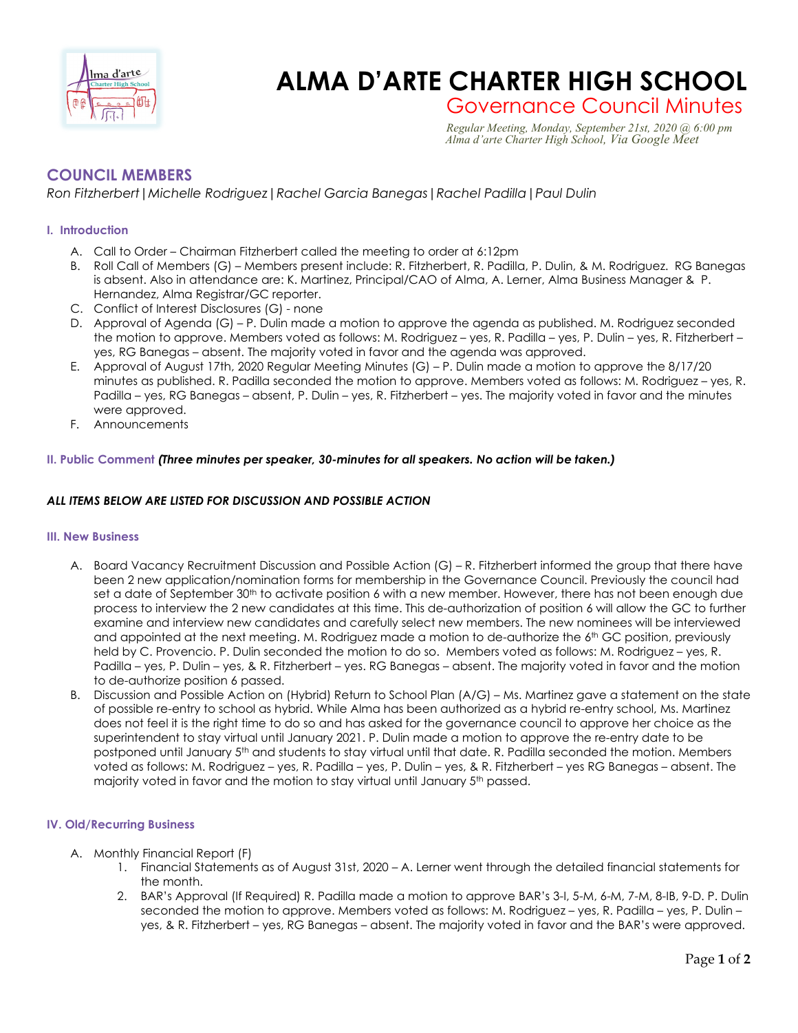# ALMA D'ARTE CHARTER HIGH SCHOOL

## Governance Council Minutes

*Regular Meeting, Monday, September 21st, 2020 @ 6:00 pm*
*Alma d'arte Charter High School, Via Google Meet*

## COUNCIL MEMBERS

*Ron Fitzherbert | Michelle Rodriguez | Rachel Garcia Banegas | Rachel Padilla | Paul Dulin*

### I. Introduction

A. Call to Order – Chairman Fitzherbert called the meeting to order at 6:12pm

B. Roll Call of Members (G) – Members present include: R. Fitzherbert, R. Padilla, P. Dulin, & M. Rodriguez. RG Banegas is absent. Also in attendance are: K. Martinez, Principal/CAO of Alma, A. Lerner, Alma Business Manager & P. Hernandez, Alma Registrar/GC reporter.

C. Conflict of Interest Disclosures (G) - none

D. Approval of Agenda (G) – P. Dulin made a motion to approve the agenda as published. M. Rodriguez seconded the motion to approve. Members voted as follows: M. Rodriguez – yes, R. Padilla – yes, P. Dulin – yes, R. Fitzherbert – yes, RG Banegas – absent. The majority voted in favor and the agenda was approved.

E. Approval of August 17th, 2020 Regular Meeting Minutes (G) – P. Dulin made a motion to approve the 8/17/20 minutes as published. R. Padilla seconded the motion to approve. Members voted as follows: M. Rodriguez – yes, R. Padilla – yes, RG Banegas – absent, P. Dulin – yes, R. Fitzherbert – yes. The majority voted in favor and the minutes were approved.

F. Announcements

### II. Public Comment *(Three minutes per speaker, 30-minutes for all speakers. No action will be taken.)*

***ALL ITEMS BELOW ARE LISTED FOR DISCUSSION AND POSSIBLE ACTION***

### III. New Business

A. Board Vacancy Recruitment Discussion and Possible Action (G) – R. Fitzherbert informed the group that there have been 2 new application/nomination forms for membership in the Governance Council. Previously the council had set a date of September 30th to activate position 6 with a new member. However, there has not been enough due process to interview the 2 new candidates at this time. This de-authorization of position 6 will allow the GC to further examine and interview new candidates and carefully select new members. The new nominees will be interviewed and appointed at the next meeting. M. Rodriguez made a motion to de-authorize the 6th GC position, previously held by C. Provencio. P. Dulin seconded the motion to do so. Members voted as follows: M. Rodriguez – yes, R. Padilla – yes, P. Dulin – yes, & R. Fitzherbert – yes. RG Banegas – absent. The majority voted in favor and the motion to de-authorize position 6 passed.

B. Discussion and Possible Action on (Hybrid) Return to School Plan (A/G) – Ms. Martinez gave a statement on the state of possible re-entry to school as hybrid. While Alma has been authorized as a hybrid re-entry school, Ms. Martinez does not feel it is the right time to do so and has asked for the governance council to approve her choice as the superintendent to stay virtual until January 2021. P. Dulin made a motion to approve the re-entry date to be postponed until January 5th and students to stay virtual until that date. R. Padilla seconded the motion. Members voted as follows: M. Rodriguez – yes, R. Padilla – yes, P. Dulin – yes, & R. Fitzherbert – yes RG Banegas – absent. The majority voted in favor and the motion to stay virtual until January 5th passed.

### IV. Old/Recurring Business

A. Monthly Financial Report (F)

1. Financial Statements as of August 31st, 2020 – A. Lerner went through the detailed financial statements for the month.
2. BAR's Approval (If Required) R. Padilla made a motion to approve BAR's 3-I, 5-M, 6-M, 7-M, 8-IB, 9-D. P. Dulin seconded the motion to approve. Members voted as follows: M. Rodriguez – yes, R. Padilla – yes, P. Dulin – yes, & R. Fitzherbert – yes, RG Banegas – absent. The majority voted in favor and the BAR's were approved.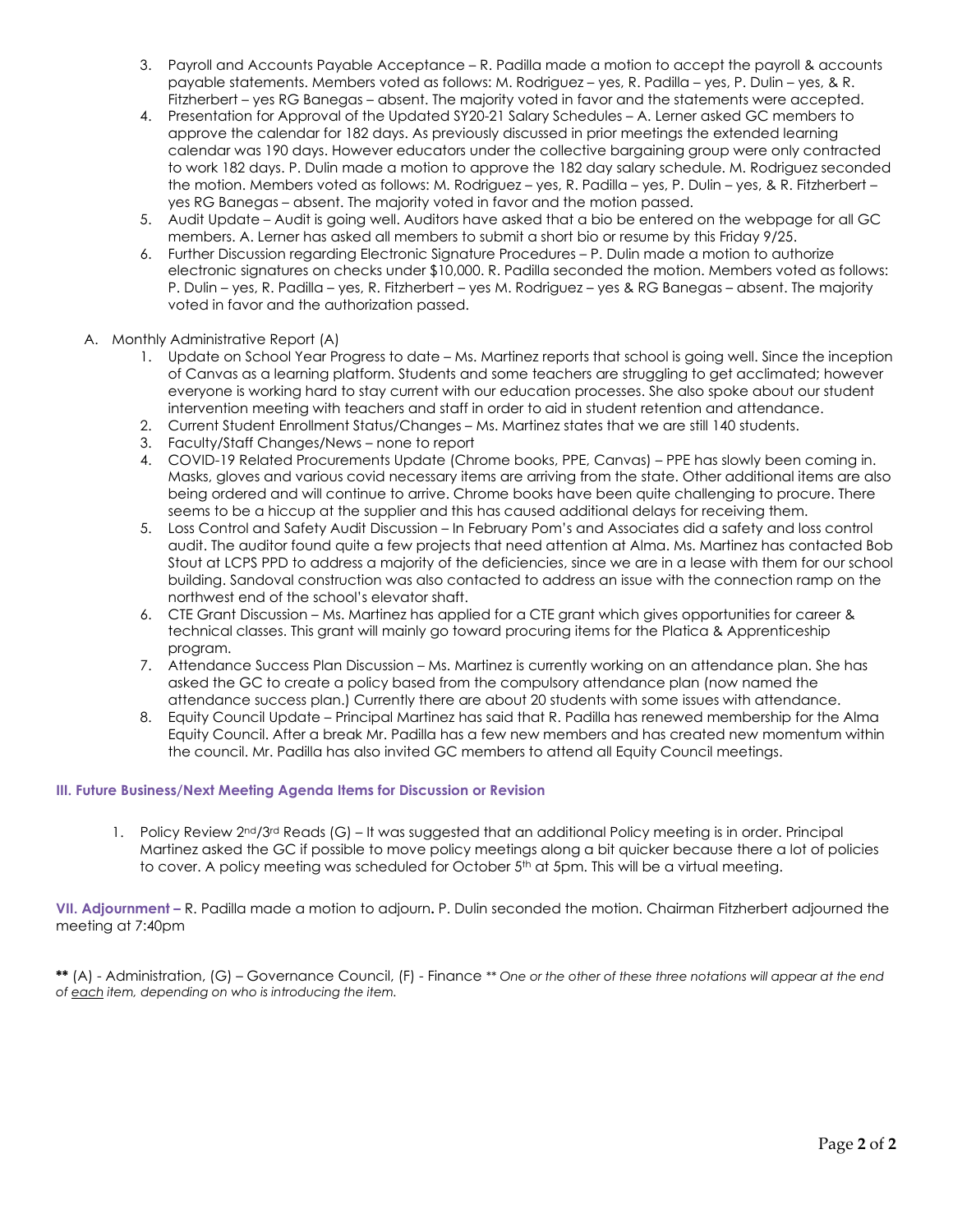3. Payroll and Accounts Payable Acceptance – R. Padilla made a motion to accept the payroll & accounts payable statements. Members voted as follows: M. Rodriguez – yes, R. Padilla – yes, P. Dulin – yes, & R. Fitzherbert – yes RG Banegas – absent. The majority voted in favor and the statements were accepted.
4. Presentation for Approval of the Updated SY20-21 Salary Schedules – A. Lerner asked GC members to approve the calendar for 182 days. As previously discussed in prior meetings the extended learning calendar was 190 days. However educators under the collective bargaining group were only contracted to work 182 days. P. Dulin made a motion to approve the 182 day salary schedule. M. Rodriguez seconded the motion. Members voted as follows: M. Rodriguez – yes, R. Padilla – yes, P. Dulin – yes, & R. Fitzherbert – yes RG Banegas – absent. The majority voted in favor and the motion passed.
5. Audit Update – Audit is going well. Auditors have asked that a bio be entered on the webpage for all GC members. A. Lerner has asked all members to submit a short bio or resume by this Friday 9/25.
6. Further Discussion regarding Electronic Signature Procedures – P. Dulin made a motion to authorize electronic signatures on checks under $10,000. R. Padilla seconded the motion. Members voted as follows: P. Dulin – yes, R. Padilla – yes, R. Fitzherbert – yes M. Rodriguez – yes & RG Banegas – absent. The majority voted in favor and the authorization passed.

A. Monthly Administrative Report (A)
   1. Update on School Year Progress to date – Ms. Martinez reports that school is going well. Since the inception of Canvas as a learning platform. Students and some teachers are struggling to get acclimated; however everyone is working hard to stay current with our education processes. She also spoke about our student intervention meeting with teachers and staff in order to aid in student retention and attendance.
   2. Current Student Enrollment Status/Changes – Ms. Martinez states that we are still 140 students.
   3. Faculty/Staff Changes/News – none to report
   4. COVID-19 Related Procurements Update (Chrome books, PPE, Canvas) – PPE has slowly been coming in. Masks, gloves and various covid necessary items are arriving from the state. Other additional items are also being ordered and will continue to arrive. Chrome books have been quite challenging to procure. There seems to be a hiccup at the supplier and this has caused additional delays for receiving them.
   5. Loss Control and Safety Audit Discussion – In February Pom's and Associates did a safety and loss control audit. The auditor found quite a few projects that need attention at Alma. Ms. Martinez has contacted Bob Stout at LCPS PPD to address a majority of the deficiencies, since we are in a lease with them for our school building. Sandoval construction was also contacted to address an issue with the connection ramp on the northwest end of the school's elevator shaft.
   6. CTE Grant Discussion – Ms. Martinez has applied for a CTE grant which gives opportunities for career & technical classes. This grant will mainly go toward procuring items for the Platica & Apprenticeship program.
   7. Attendance Success Plan Discussion – Ms. Martinez is currently working on an attendance plan. She has asked the GC to create a policy based from the compulsory attendance plan (now named the attendance success plan.) Currently there are about 20 students with some issues with attendance.
   8. Equity Council Update – Principal Martinez has said that R. Padilla has renewed membership for the Alma Equity Council. After a break Mr. Padilla has a few new members and has created new momentum within the council. Mr. Padilla has also invited GC members to attend all Equity Council meetings.

**III. Future Business/Next Meeting Agenda Items for Discussion or Revision**

1. Policy Review 2nd/3rd Reads (G) – It was suggested that an additional Policy meeting is in order. Principal Martinez asked the GC if possible to move policy meetings along a bit quicker because there a lot of policies to cover. A policy meeting was scheduled for October 5th at 5pm. This will be a virtual meeting.

**VII. Adjournment –** R. Padilla made a motion to adjourn**.** P. Dulin seconded the motion. Chairman Fitzherbert adjourned the meeting at 7:40pm

**\*\*** (A) - Administration, (G) – Governance Council, (F) - Finance *\*\* One or the other of these three notations will appear at the end of <u>each</u> item, depending on who is introducing the item.*